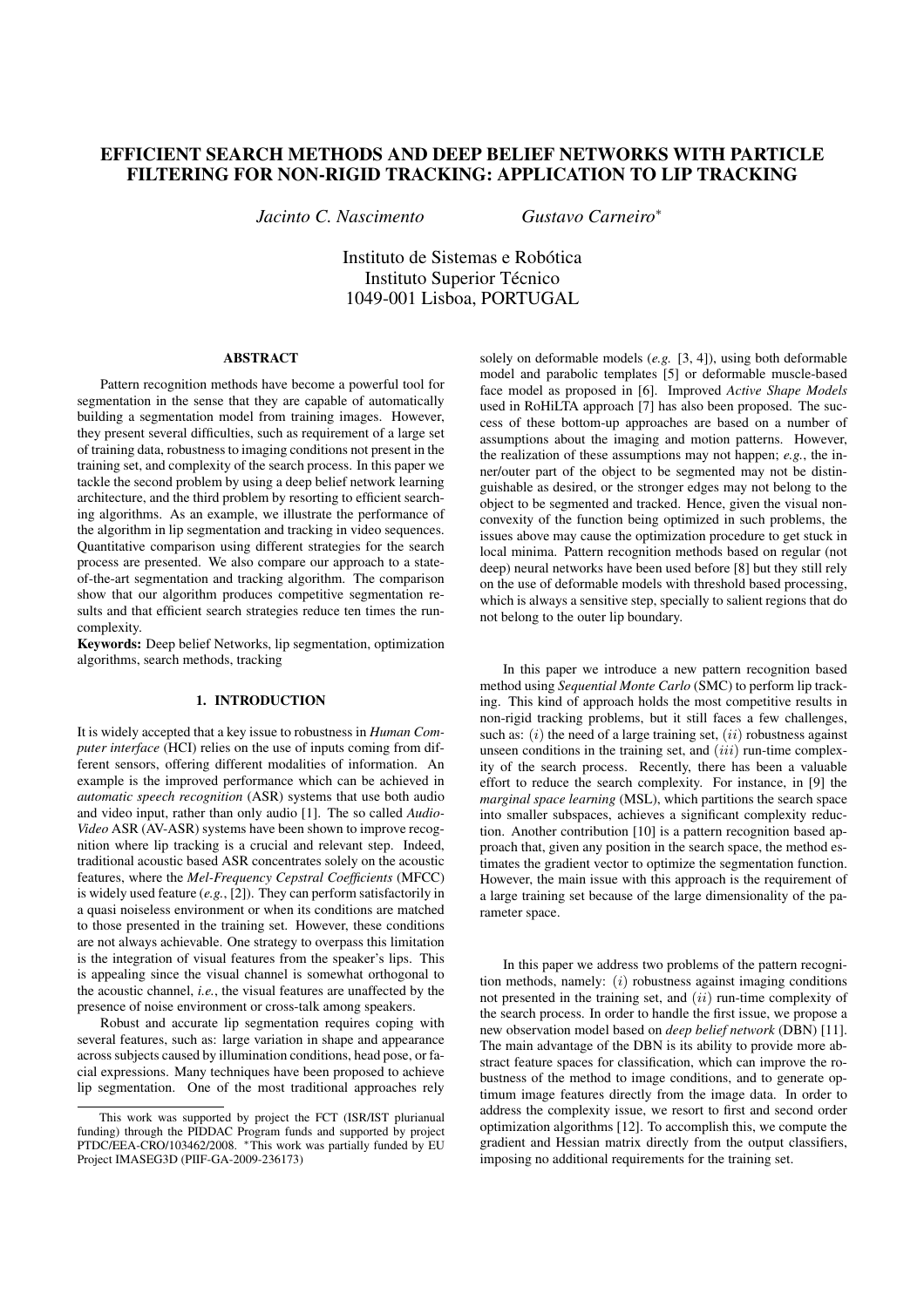# EFFICIENT SEARCH METHODS AND DEEP BELIEF NETWORKS WITH PARTICLE FILTERING FOR NON-RIGID TRACKING: APPLICATION TO LIP TRACKING

*Jacinto C. Nascimento* *Gustavo Carneiro*[*]

Instituto de Sistemas e Robótica
Instituto Superior Técnico
1049-001 Lisboa, PORTUGAL

## ABSTRACT

Pattern recognition methods have become a powerful tool for segmentation in the sense that they are capable of automatically building a segmentation model from training images. However, they present several difficulties, such as requirement of a large set of training data, robustness to imaging conditions not present in the training set, and complexity of the search process. In this paper we tackle the second problem by using a deep belief network learning architecture, and the third problem by resorting to efficient searching algorithms. As an example, we illustrate the performance of the algorithm in lip segmentation and tracking in video sequences. Quantitative comparison using different strategies for the search process are presented. We also compare our approach to a state-of-the-art segmentation and tracking algorithm. The comparison show that our algorithm produces competitive segmentation results and that efficient search strategies reduce ten times the run-complexity.

**Keywords:** Deep belief Networks, lip segmentation, optimization algorithms, search methods, tracking

## 1. INTRODUCTION

It is widely accepted that a key issue to robustness in *Human Computer interface* (HCI) relies on the use of inputs coming from different sensors, offering different modalities of information. An example is the improved performance which can be achieved in *automatic speech recognition* (ASR) systems that use both audio and video input, rather than only audio [1]. The so called *Audio-Video* ASR (AV-ASR) systems have been shown to improve recognition where lip tracking is a crucial and relevant step. Indeed, traditional acoustic based ASR concentrates solely on the acoustic features, where the *Mel-Frequency Cepstral Coefficients* (MFCC) is widely used feature (*e.g.*, [2]). They can perform satisfactorily in a quasi noiseless environment or when its conditions are matched to those presented in the training set. However, these conditions are not always achievable. One strategy to overpass this limitation is the integration of visual features from the speaker's lips. This is appealing since the visual channel is somewhat orthogonal to the acoustic channel, *i.e.*, the visual features are unaffected by the presence of noise environment or cross-talk among speakers.

Robust and accurate lip segmentation requires coping with several features, such as: large variation in shape and appearance across subjects caused by illumination conditions, head pose, or facial expressions. Many techniques have been proposed to achieve lip segmentation. One of the most traditional approaches rely solely on deformable models (*e.g.* [3, 4]), using both deformable model and parabolic templates [5] or deformable muscle-based face model as proposed in [6]. Improved *Active Shape Models* used in RoHiLTA approach [7] has also been proposed. The success of these bottom-up approaches are based on a number of assumptions about the imaging and motion patterns. However, the realization of these assumptions may not happen; *e.g.*, the inner/outer part of the object to be segmented may not be distinguishable as desired, or the stronger edges may not belong to the object to be segmented and tracked. Hence, given the visual non-convexity of the function being optimized in such problems, the issues above may cause the optimization procedure to get stuck in local minima. Pattern recognition methods based on regular (not deep) neural networks have been used before [8] but they still rely on the use of deformable models with threshold based processing, which is always a sensitive step, specially to salient regions that do not belong to the outer lip boundary.

In this paper we introduce a new pattern recognition based method using *Sequential Monte Carlo* (SMC) to perform lip tracking. This kind of approach holds the most competitive results in non-rigid tracking problems, but it still faces a few challenges, such as: $(i)$ the need of a large training set, $(ii)$ robustness against unseen conditions in the training set, and $(iii)$ run-time complexity of the search process. Recently, there has been a valuable effort to reduce the search complexity. For instance, in [9] the *marginal space learning* (MSL), which partitions the search space into smaller subspaces, achieves a significant complexity reduction. Another contribution [10] is a pattern recognition based approach that, given any position in the search space, the method estimates the gradient vector to optimize the segmentation function. However, the main issue with this approach is the requirement of a large training set because of the large dimensionality of the parameter space.

In this paper we address two problems of the pattern recognition methods, namely: $(i)$ robustness against imaging conditions not presented in the training set, and $(ii)$ run-time complexity of the search process. In order to handle the first issue, we propose a new observation model based on *deep belief network* (DBN) [11]. The main advantage of the DBN is its ability to provide more abstract feature spaces for classification, which can improve the robustness of the method to image conditions, and to generate optimum image features directly from the image data. In order to address the complexity issue, we resort to first and second order optimization algorithms [12]. To accomplish this, we compute the gradient and Hessian matrix directly from the output classifiers, imposing no additional requirements for the training set.

This work was supported by project the FCT (ISR/IST plurianual funding) through the PIDDAC Program funds and supported by project PTDC/EEA-CRO/103462/2008. [*]This work was partially funded by EU Project IMASEG3D (PIIF-GA-2009-236173)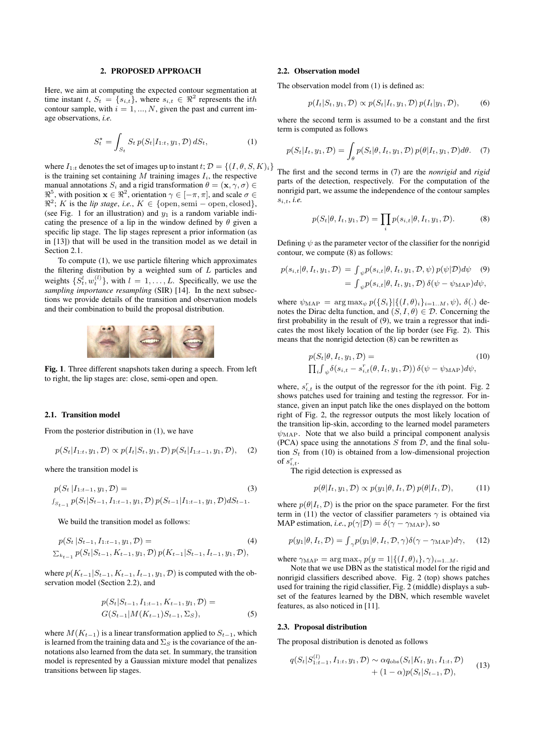## 2. PROPOSED APPROACH

Here, we aim at computing the expected contour segmentation at time instant $t$, $S_t = \{s_{i,t}\}$, where $s_{i,t} \in \Re^2$ represents the $i$th contour sample, with $i = 1, ..., N$, given the past and current image observations, *i.e.*

$$S_t^\star = \int_{S_t} S_t \, p(S_t|I_{1:t}, y_1, \mathcal{D}) \, dS_t, \tag{1}$$

where $I_{1:t}$ denotes the set of images up to instant $t$; $\mathcal{D} = \{(I, \theta, S, K)_i\}$ is the training set containing $M$ training images $I_i$, the respective manual annotations $S_i$ and a rigid transformation $\theta = (\mathbf{x}, \gamma, \sigma) \in \Re^5$, with position $\mathbf{x} \in \Re^2$, orientation $\gamma \in [-\pi, \pi]$, and scale $\sigma \in \Re^2$; $K$ is the *lip stage*, *i.e.*, $K \in \{\text{open}, \text{semi}-\text{open}, \text{closed}\}$, (see Fig. 1 for an illustration) and $y_1$ is a random variable indicating the presence of a lip in the window defined by $\theta$ given a specific lip stage. The lip stages represent a prior information (as in [13]) that will be used in the transition model as we detail in Section 2.1.

To compute (1), we use particle filtering which approximates the filtering distribution by a weighted sum of $L$ particles and weights $\{S_t^l, w_t^{(l)}\}$, with $l = 1, \ldots, L$. Specifically, we use the *sampling importance resampling* (SIR) [14]. In the next subsections we provide details of the transition and observation models and their combination to build the proposal distribution.

**Fig. 1**. Three different snapshots taken during a speech. From left to right, the lip stages are: close, semi-open and open.

### 2.1. Transition model

From the posterior distribution in (1), we have

$$p(S_t|I_{1:t}, y_1, \mathcal{D}) \propto p(I_t|S_t, y_1, \mathcal{D}) \, p(S_t|I_{1:t-1}, y_1, \mathcal{D}), \tag{2}$$

where the transition model is

$$\begin{aligned} &p(S_t \,|I_{1:t-1}, y_1, \mathcal{D}) = \\ &\textstyle\int_{S_{t-1}} p(S_t|S_{t-1}, I_{1:t-1}, y_1, \mathcal{D}) \, p(S_{t-1}|I_{1:t-1}, y_1, \mathcal{D}) dS_{t-1}. \end{aligned} \tag{3}$$

We build the transition model as follows:

$$\begin{aligned} &p(S_t \,|S_{t-1}, I_{1:t-1}, y_1, \mathcal{D}) = \\ &\textstyle\sum_{k_{t-1}} p(S_t|S_{t-1}, K_{t-1}, y_1, \mathcal{D}) \, p(K_{t-1}|S_{t-1}, I_{t-1}, y_1, \mathcal{D}), \end{aligned} \tag{4}$$

where $p(K_{t-1}|S_{t-1}, K_{t-1}, I_{t-1}, y_1, \mathcal{D})$ is computed with the observation model (Section 2.2), and

$$\begin{aligned} &p(S_t|S_{t-1}, I_{1:t-1}, K_{t-1}, y_1, \mathcal{D}) = \\ &G(S_{t-1}|M(K_{t-1})S_{t-1}, \Sigma_S), \end{aligned} \tag{5}$$

where $M(K_{t-1})$ is a linear transformation applied to $S_{t-1}$, which is learned from the training data and $\Sigma_S$ is the covariance of the annotations also learned from the data set. In summary, the transition model is represented by a Gaussian mixture model that penalizes transitions between lip stages.

### 2.2. Observation model

The observation model from (1) is defined as:

$$p(I_t|S_t, y_1, \mathcal{D}) \propto p(S_t|I_t, y_1, \mathcal{D}) \, p(I_t|y_1, \mathcal{D}), \tag{6}$$

where the second term is assumed to be a constant and the first term is computed as follows

$$p(S_t|I_t, y_1, \mathcal{D}) = \int_\theta p(S_t|\theta, I_t, y_1, \mathcal{D}) \, p(\theta|I_t, y_1, \mathcal{D}) d\theta. \tag{7}$$

The first and the second terms in (7) are the *nonrigid* and *rigid* parts of the detection, respectively. For the computation of the nonrigid part, we assume the independence of the contour samples $s_{i,t}$, *i.e.*

$$p(S_t|\theta, I_t, y_1, \mathcal{D}) = \prod_i p(s_{i,t}|\theta, I_t, y_1, \mathcal{D}). \tag{8}$$

Defining $\psi$ as the parameter vector of the classifier for the nonrigid contour, we compute (8) as follows:

$$\begin{aligned} p(s_{i,t}|\theta, I_t, y_1, \mathcal{D}) &= \textstyle\int_\psi p(s_{i,t}|\theta, I_t, y_1, \mathcal{D}, \psi) \, p(\psi|\mathcal{D}) d\psi \\ &= \textstyle\int_\psi p(s_{i,t}|\theta, I_t, y_1, \mathcal{D}) \, \delta(\psi - \psi_{\text{MAP}}) d\psi, \end{aligned} \tag{9}$$

where $\psi_{\text{MAP}} = \arg\max_\psi p(\{S_i\}|\{(I, \theta)_i\}_{i=1..M}, \psi)$, $\delta(.)$ denotes the Dirac delta function, and $(S, I, \theta) \in \mathcal{D}$. Concerning the first probability in the result of (9), we train a regressor that indicates the most likely location of the lip border (see Fig. 2). This means that the nonrigid detection (8) can be rewritten as

$$\begin{aligned} &p(S_t|\theta, I_t, y_1, \mathcal{D}) = \\ &\textstyle\prod_i \int_\psi \delta(s_{i,t} - s_{i,t}^r(\theta, I_t, y_1, \mathcal{D})) \, \delta(\psi - \psi_{\text{MAP}}) d\psi, \end{aligned} \tag{10}$$

where, $s_{i,t}^r$ is the output of the regressor for the $i$th point. Fig. 2 shows patches used for training and testing the regressor. For instance, given an input patch like the ones displayed on the bottom right of Fig. 2, the regressor outputs the most likely location of the transition lip-skin, according to the learned model parameters $\psi_{\text{MAP}}$. Note that we also build a principal component analysis (PCA) space using the annotations $S$ from $\mathcal{D}$, and the final solution $S_t$ from (10) is obtained from a low-dimensional projection of $s_{i,t}^r$.

The rigid detection is expressed as

$$p(\theta|I_t, y_1, \mathcal{D}) \propto p(y_1|\theta, I_t, \mathcal{D}) \, p(\theta|I_t, \mathcal{D}), \tag{11}$$

where $p(\theta|I_t, \mathcal{D})$ is the prior on the space parameter. For the first term in (11) the vector of classifier parameters $\gamma$ is obtained via MAP estimation, *i.e.*, $p(\gamma|\mathcal{D}) = \delta(\gamma - \gamma_{\text{MAP}})$, so

$$p(y_1|\theta, I_t, \mathcal{D}) = \textstyle\int_\gamma p(y_1|\theta, I_t, \mathcal{D}, \gamma) \delta(\gamma - \gamma_{\text{MAP}}) d\gamma, \tag{12}$$

where $\gamma_{\text{MAP}} = \arg\max_\gamma p(y = 1|\{(I, \theta)_i\}, \gamma)_{i=1..M}$.

Note that we use DBN as the statistical model for the rigid and nonrigid classifiers described above. Fig. 2 (top) shows patches used for training the rigid classifier, Fig. 2 (middle) displays a subset of the features learned by the DBN, which resemble wavelet features, as also noticed in [11].

### 2.3. Proposal distribution

The proposal distribution is denoted as follows

$$\begin{aligned} q(S_t|S_{1:t-1}^{(l)}, I_{1:t}, y_1, \mathcal{D}) \sim\ &\alpha q_{\text{obs}}(S_t|K_t, y_1, I_{1:t}, \mathcal{D}) \\ &+ (1-\alpha) p(S_t|S_{t-1}, \mathcal{D}), \end{aligned} \tag{13}$$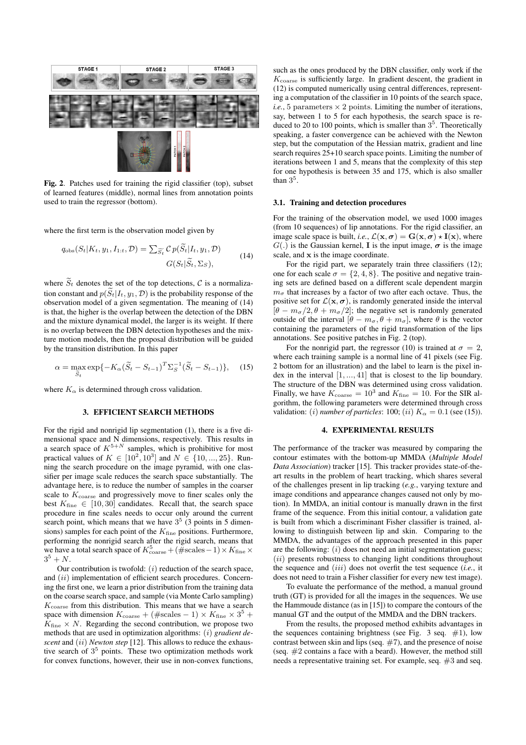**Fig. 2**. Patches used for training the rigid classifier (top), subset of learned features (middle), normal lines from annotation points used to train the regressor (bottom).

where the first term is the observation model given by

$$q_{\text{obs}}(S_t|K_t, y_1, I_{1:t}, \mathcal{D}) = \sum_{\widetilde{S_t}} \mathcal{C}\, p(\widetilde{S}_t|I_t, y_1, \mathcal{D}) \, G(S_t|\widetilde{S}_t, \Sigma_S), \tag{14}$$

where $\widetilde{S}_t$ denotes the set of the top detections, $\mathcal{C}$ is a normalization constant and $p(\widetilde{S}_t|I_t, y_1, \mathcal{D})$ is the probability response of the observation model of a given segmentation. The meaning of (14) is that, the higher is the overlap between the detection of the DBN and the mixture dynamical model, the larger is its weight. If there is no overlap between the DBN detection hypotheses and the mixture motion models, then the proposal distribution will be guided by the transition distribution. In this paper

$$\alpha = \max_{\widetilde{S}_t} \exp\{-K_\alpha(\widetilde{S}_t - S_{t-1})^T \Sigma_S^{-1}(\widetilde{S}_t - S_{t-1})\}, \tag{15}$$

where $K_\alpha$ is determined through cross validation.

## 3. EFFICIENT SEARCH METHODS

For the rigid and nonrigid lip segmentation (1), there is a five dimensional space and N dimensions, respectively. This results in a search space of $K^{5+N}$ samples, which is prohibitive for most practical values of $K \in [10^2, 10^3]$ and $N \in \{10, ..., 25\}$. Running the search procedure on the image pyramid, with one classifier per image scale reduces the search space substantially. The advantage here, is to reduce the number of samples in the coarser scale to $K_{\text{coarse}}$ and progressively move to finer scales only the best $K_{\text{fine}} \in [10, 30]$ candidates. Recall that, the search space procedure in fine scales needs to occur only around the current search point, which means that we have $3^5$ (3 points in 5 dimensions) samples for each point of the $K_{\text{fine}}$ positions. Furthermore, performing the nonrigid search after the rigid search, means that we have a total search space of $K_{\text{coarse}}^5 + (\#\text{scales} - 1) \times K_{\text{fine}} \times 3^5 + N$.

Our contribution is twofold: $(i)$ reduction of the search space, and $(ii)$ implementation of efficient search procedures. Concerning the first one, we learn a prior distribution from the training data on the coarse search space, and sample (via Monte Carlo sampling) $K_{\text{coarse}}$ from this distribution. This means that we have a search space with dimension $K_{\text{coarse}} + (\#\text{scales} - 1) \times K_{\text{fine}} \times 3^5 + K_{\text{fine}} \times N$. Regarding the second contribution, we propose two methods that are used in optimization algorithms: $(i)$ *gradient descent* and $(ii)$ *Newton step* [12]. This allows to reduce the exhaustive search of $3^5$ points. These two optimization methods work for convex functions, however, their use in non-convex functions, such as the ones produced by the DBN classifier, only work if the $K_{\text{coarse}}$ is sufficiently large. In gradient descent, the gradient in (12) is computed numerically using central differences, representing a computation of the classifier in 10 points of the search space, *i.e.*, 5 parameters $\times$ 2 points. Limiting the number of iterations, say, between 1 to 5 for each hypothesis, the search space is reduced to 20 to 100 points, which is smaller than $3^5$. Theoretically speaking, a faster convergence can be achieved with the Newton step, but the computation of the Hessian matrix, gradient and line search requires 25+10 search space points. Limiting the number of iterations between 1 and 5, means that the complexity of this step for one hypothesis is between 35 and 175, which is also smaller than $3^5$.

### 3.1. Training and detection procedures

For the training of the observation model, we used 1000 images (from 10 sequences) of lip annotations. For the rigid classifier, an image scale space is built, *i.e.*, $\mathcal{L}(\mathbf{x}, \boldsymbol{\sigma}) = \mathbf{G}(\mathbf{x}, \boldsymbol{\sigma}) \star \mathbf{I}(\mathbf{x})$, where $G(.)$ is the Gaussian kernel, $\mathbf{I}$ is the input image, $\boldsymbol{\sigma}$ is the image scale, and $\mathbf{x}$ is the image coordinate.

For the rigid part, we separately train three classifiers (12); one for each scale $\sigma = \{2, 4, 8\}$. The positive and negative training sets are defined based on a different scale dependent margin $m_\sigma$ that increases by a factor of two after each octave. Thus, the positive set for $\mathcal{L}(\mathbf{x}, \boldsymbol{\sigma})$, is randomly generated inside the interval $[\theta - m_\sigma/2, \theta + m_\sigma/2]$; the negative set is randomly generated outside of the interval $[\theta - m_\sigma, \theta + m_\sigma]$, where $\theta$ is the vector containing the parameters of the rigid transformation of the lips annotations. See positive patches in Fig. 2 (top).

For the nonrigid part, the regressor (10) is trained at $\sigma = 2$, where each training sample is a normal line of 41 pixels (see Fig. 2 bottom for an illustration) and the label to learn is the pixel index in the interval $[1, ..., 41]$ that is closest to the lip boundary. The structure of the DBN was determined using cross validation. Finally, we have $K_{\text{coarse}} = 10^3$ and $K_{\text{fine}} = 10$. For the SIR algorithm, the following parameters were determined through cross validation: $(i)$ *number of particles*: 100; $(ii)$ $K_\alpha = 0.1$ (see (15)).

## 4. EXPERIMENTAL RESULTS

The performance of the tracker was measured by comparing the contour estimates with the bottom-up MMDA (*Multiple Model Data Association*) tracker [15]. This tracker provides state-of-the-art results in the problem of heart tracking, which shares several of the challenges present in lip tracking (*e.g.*, varying texture and image conditions and appearance changes caused not only by motion). In MMDA, an initial contour is manually drawn in the first frame of the sequence. From this initial contour, a validation gate is built from which a discriminant Fisher classifier is trained, allowing to distinguish between lip and skin. Comparing to the MMDA, the advantages of the approach presented in this paper are the following: $(i)$ does not need an initial segmentation guess; $(ii)$ presents robustness to changing light conditions throughout the sequence and $(iii)$ does not overfit the test sequence (*i.e.*, it does not need to train a Fisher classifier for every new test image).

To evaluate the performance of the method, a manual ground truth (GT) is provided for all the images in the sequences. We use the Hammoude distance (as in [15]) to compare the contours of the manual GT and the output of the MMDA and the DBN trackers.

From the results, the proposed method exhibits advantages in the sequences containing brightness (see Fig. 3 seq. #1), low contrast between skin and lips (seq. #7), and the presence of noise (seq. #2 contains a face with a beard). However, the method still needs a representative training set. For example, seq. #3 and seq.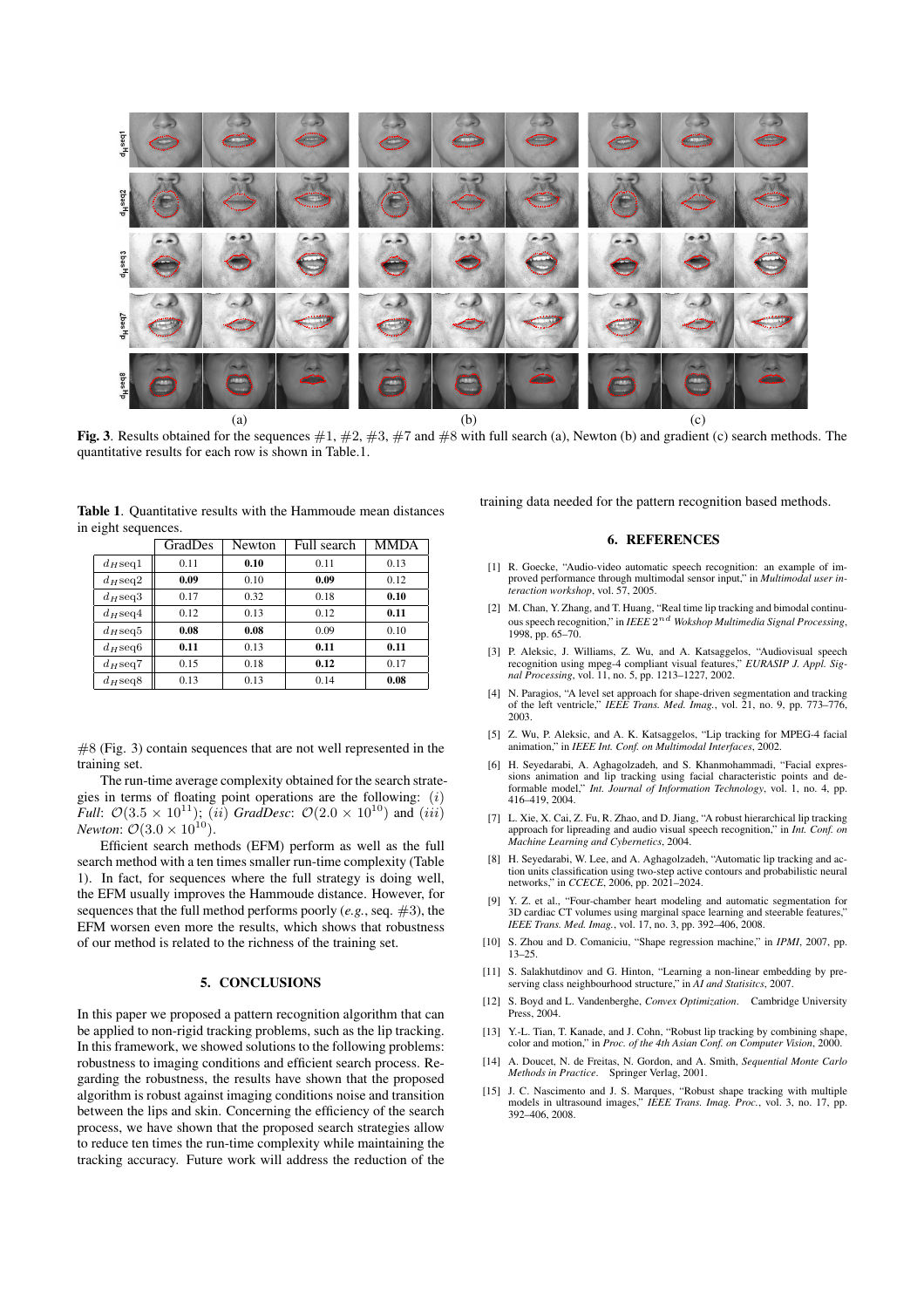Fig. 3. Results obtained for the sequences #1, #2, #3, #7 and #8 with full search (a), Newton (b) and gradient (c) search methods. The quantitative results for each row is shown in Table.1.

**Table 1**. Quantitative results with the Hammoude mean distances in eight sequences.

| | GradDes | Newton | Full search | MMDA |
|---|---|---|---|---|
| $d_H$seq1 | 0.11 | **0.10** | 0.11 | 0.13 |
| $d_H$seq2 | **0.09** | 0.10 | **0.09** | 0.12 |
| $d_H$seq3 | 0.17 | 0.32 | 0.18 | **0.10** |
| $d_H$seq4 | 0.12 | 0.13 | 0.12 | **0.11** |
| $d_H$seq5 | **0.08** | **0.08** | 0.09 | 0.10 |
| $d_H$seq6 | **0.11** | 0.13 | **0.11** | **0.11** |
| $d_H$seq7 | 0.15 | 0.18 | **0.12** | 0.17 |
| $d_H$seq8 | 0.13 | 0.13 | 0.14 | **0.08** |

#8 (Fig. 3) contain sequences that are not well represented in the training set.

The run-time average complexity obtained for the search strategies in terms of floating point operations are the following: $(i)$ *Full*: $\mathcal{O}(3.5 \times 10^{11})$; $(ii)$ *GradDesc*: $\mathcal{O}(2.0 \times 10^{10})$ and $(iii)$ *Newton*: $\mathcal{O}(3.0 \times 10^{10})$.

Efficient search methods (EFM) perform as well as the full search method with a ten times smaller run-time complexity (Table 1). In fact, for sequences where the full strategy is doing well, the EFM usually improves the Hammoude distance. However, for sequences that the full method performs poorly (*e.g.*, seq. #3), the EFM worsen even more the results, which shows that robustness of our method is related to the richness of the training set.

## 5. CONCLUSIONS

In this paper we proposed a pattern recognition algorithm that can be applied to non-rigid tracking problems, such as the lip tracking. In this framework, we showed solutions to the following problems: robustness to imaging conditions and efficient search process. Regarding the robustness, the results have shown that the proposed algorithm is robust against imaging conditions noise and transition between the lips and skin. Concerning the efficiency of the search process, we have shown that the proposed search strategies allow to reduce ten times the run-time complexity while maintaining the tracking accuracy. Future work will address the reduction of the training data needed for the pattern recognition based methods.

## 6. REFERENCES

[1] R. Goecke, "Audio-video automatic speech recognition: an example of improved performance through multimodal sensor input," in *Multimodal user interaction workshop*, vol. 57, 2005.

[2] M. Chan, Y. Zhang, and T. Huang, "Real time lip tracking and bimodal continuous speech recognition," in *IEEE* $2^{nd}$ *Wokshop Multimedia Signal Processing*, 1998, pp. 65–70.

[3] P. Aleksic, J. Williams, Z. Wu, and A. Katsaggelos, "Audiovisual speech recognition using mpeg-4 compliant visual features," *EURASIP J. Appl. Signal Processing*, vol. 11, no. 5, pp. 1213–1227, 2002.

[4] N. Paragios, "A level set approach for shape-driven segmentation and tracking of the left ventricle," *IEEE Trans. Med. Imag.*, vol. 21, no. 9, pp. 773–776, 2003.

[5] Z. Wu, P. Aleksic, and A. K. Katsaggelos, "Lip tracking for MPEG-4 facial animation," in *IEEE Int. Conf. on Multimodal Interfaces*, 2002.

[6] H. Seyedarabi, A. Aghagolzadeh, and S. Khanmohammadi, "Facial expressions animation and lip tracking using facial characteristic points and deformable model," *Int. Journal of Information Technology*, vol. 1, no. 4, pp. 416–419, 2004.

[7] L. Xie, X. Cai, Z. Fu, R. Zhao, and D. Jiang, "A robust hierarchical lip tracking approach for lipreading and audio visual speech recognition," in *Int. Conf. on Machine Learning and Cybernetics*, 2004.

[8] H. Seyedarabi, W. Lee, and A. Aghagolzadeh, "Automatic lip tracking and action units classification using two-step active contours and probabilistic neural networks," in *CCECE*, 2006, pp. 2021–2024.

[9] Y. Z. et al., "Four-chamber heart modeling and automatic segmentation for 3D cardiac CT volumes using marginal space learning and steerable features," *IEEE Trans. Med. Imag.*, vol. 17, no. 3, pp. 392–406, 2008.

[10] S. Zhou and D. Comaniciu, "Shape regression machine," in *IPMI*, 2007, pp. 13–25.

[11] S. Salakhutdinov and G. Hinton, "Learning a non-linear embedding by preserving class neighbourhood structure," in *AI and Statisitcs*, 2007.

[12] S. Boyd and L. Vandenberghe, *Convex Optimization*. Cambridge University Press, 2004.

[13] Y.-L. Tian, T. Kanade, and J. Cohn, "Robust lip tracking by combining shape, color and motion," in *Proc. of the 4th Asian Conf. on Computer Vision*, 2000.

[14] A. Doucet, N. de Freitas, N. Gordon, and A. Smith, *Sequential Monte Carlo Methods in Practice*. Springer Verlag, 2001.

[15] J. C. Nascimento and J. S. Marques, "Robust shape tracking with multiple models in ultrasound images," *IEEE Trans. Imag. Proc.*, vol. 3, no. 17, pp. 392–406, 2008.